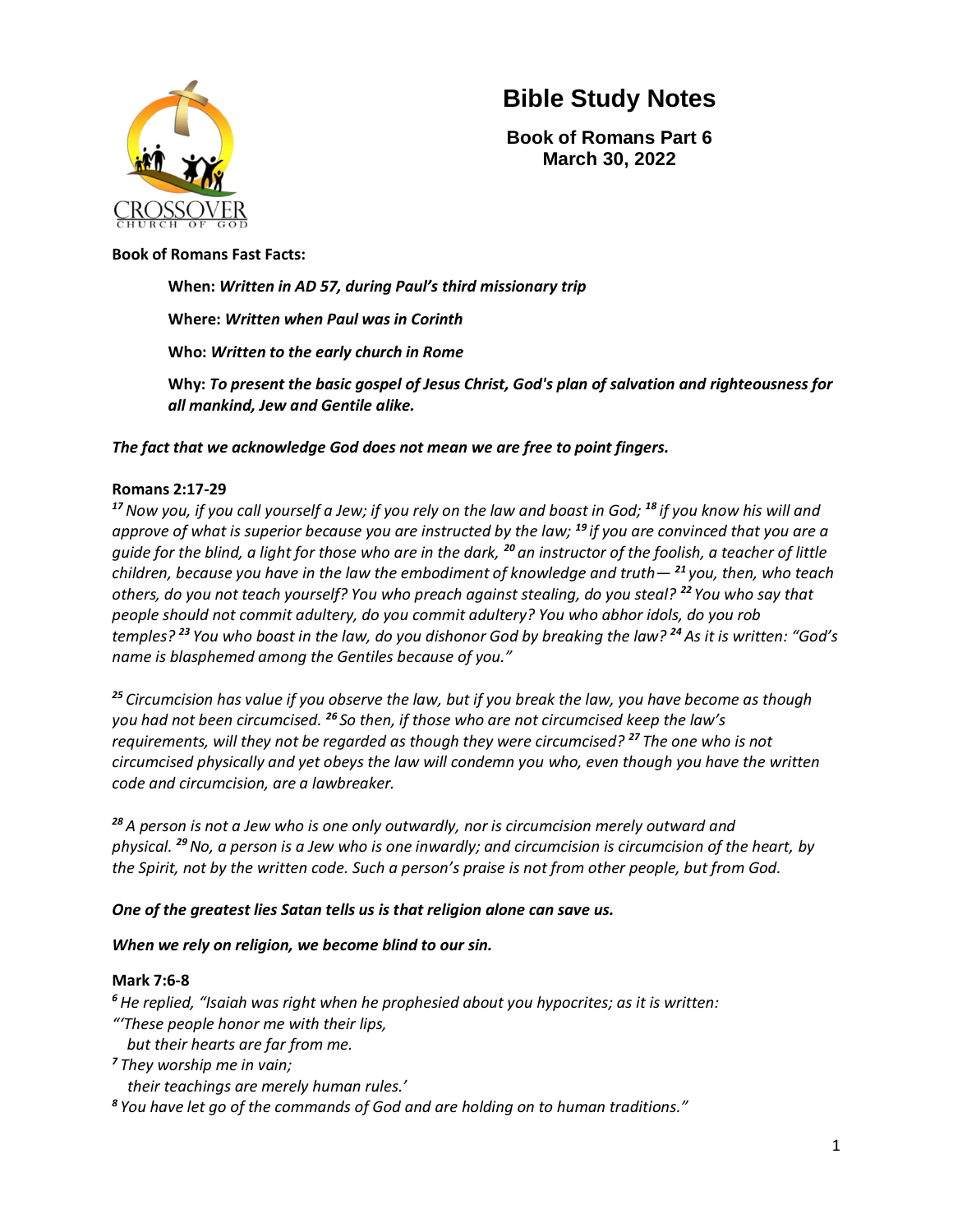# Bible Study Notes

**Book of Romans Part 6**
**March 30, 2022**

**Book of Romans Fast Facts:**

**When:** ***Written in AD 57, during Paul's third missionary trip***

**Where:** ***Written when Paul was in Corinth***

**Who:** ***Written to the early church in Rome***

**Why:** ***To present the basic gospel of Jesus Christ, God's plan of salvation and righteousness for all mankind, Jew and Gentile alike.***

***The fact that we acknowledge God does not mean we are free to point fingers.***

**Romans 2:17-29**

*[17] Now you, if you call yourself a Jew; if you rely on the law and boast in God; [18] if you know his will and approve of what is superior because you are instructed by the law; [19] if you are convinced that you are a guide for the blind, a light for those who are in the dark, [20] an instructor of the foolish, a teacher of little children, because you have in the law the embodiment of knowledge and truth— [21] you, then, who teach others, do you not teach yourself? You who preach against stealing, do you steal? [22] You who say that people should not commit adultery, do you commit adultery? You who abhor idols, do you rob temples? [23] You who boast in the law, do you dishonor God by breaking the law? [24] As it is written: "God's name is blasphemed among the Gentiles because of you."*

*[25] Circumcision has value if you observe the law, but if you break the law, you have become as though you had not been circumcised. [26] So then, if those who are not circumcised keep the law's requirements, will they not be regarded as though they were circumcised? [27] The one who is not circumcised physically and yet obeys the law will condemn you who, even though you have the written code and circumcision, are a lawbreaker.*

*[28] A person is not a Jew who is one only outwardly, nor is circumcision merely outward and physical. [29] No, a person is a Jew who is one inwardly; and circumcision is circumcision of the heart, by the Spirit, not by the written code. Such a person's praise is not from other people, but from God.*

***One of the greatest lies Satan tells us is that religion alone can save us.***

***When we rely on religion, we become blind to our sin.***

**Mark 7:6-8**

*[6] He replied, "Isaiah was right when he prophesied about you hypocrites; as it is written:*
*"'These people honor me with their lips,*
*but their hearts are far from me.*
*[7] They worship me in vain;*
*their teachings are merely human rules.'*
*[8] You have let go of the commands of God and are holding on to human traditions."*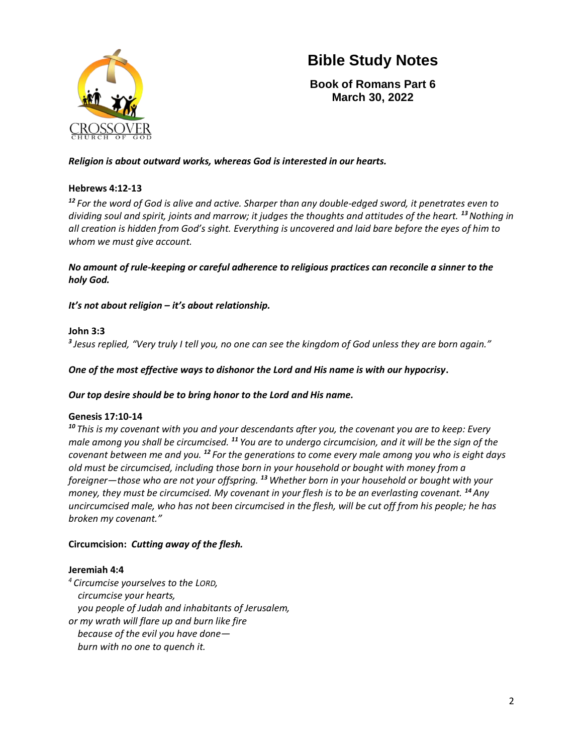# Bible Study Notes

**Book of Romans Part 6**
**March 30, 2022**

***Religion is about outward works, whereas God is interested in our hearts.***

**Hebrews 4:12-13**

*[12] For the word of God is alive and active. Sharper than any double-edged sword, it penetrates even to dividing soul and spirit, joints and marrow; it judges the thoughts and attitudes of the heart. [13] Nothing in all creation is hidden from God's sight. Everything is uncovered and laid bare before the eyes of him to whom we must give account.*

***No amount of rule-keeping or careful adherence to religious practices can reconcile a sinner to the holy God.***

***It's not about religion – it's about relationship.***

**John 3:3**

*[3] Jesus replied, "Very truly I tell you, no one can see the kingdom of God unless they are born again."*

***One of the most effective ways to dishonor the Lord and His name is with our hypocrisy.***

***Our top desire should be to bring honor to the Lord and His name.***

**Genesis 17:10-14**

*[10] This is my covenant with you and your descendants after you, the covenant you are to keep: Every male among you shall be circumcised. [11] You are to undergo circumcision, and it will be the sign of the covenant between me and you. [12] For the generations to come every male among you who is eight days old must be circumcised, including those born in your household or bought with money from a foreigner—those who are not your offspring. [13] Whether born in your household or bought with your money, they must be circumcised. My covenant in your flesh is to be an everlasting covenant. [14] Any uncircumcised male, who has not been circumcised in the flesh, will be cut off from his people; he has broken my covenant."*

**Circumcision:** ***Cutting away of the flesh.***

**Jeremiah 4:4**

*[4] Circumcise yourselves to the LORD,*
*circumcise your hearts,*
*you people of Judah and inhabitants of Jerusalem,*
*or my wrath will flare up and burn like fire*
*because of the evil you have done—*
*burn with no one to quench it.*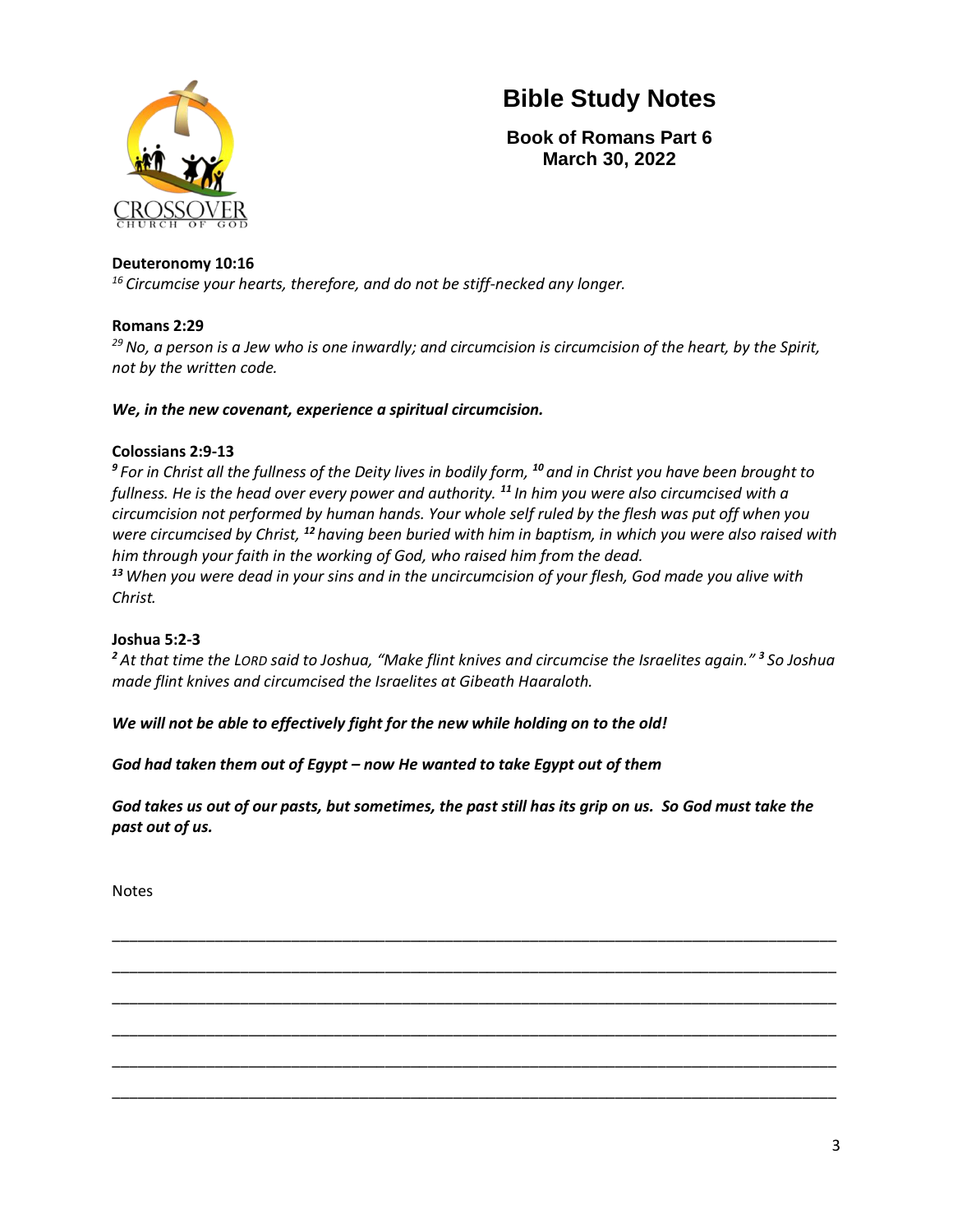# Bible Study Notes

**Book of Romans Part 6**
**March 30, 2022**

**Deuteronomy 10:16**
*[16] Circumcise your hearts, therefore, and do not be stiff-necked any longer.*

**Romans 2:29**
*[29] No, a person is a Jew who is one inwardly; and circumcision is circumcision of the heart, by the Spirit, not by the written code.*

***We, in the new covenant, experience a spiritual circumcision.***

**Colossians 2:9-13**
*[9] For in Christ all the fullness of the Deity lives in bodily form, [10] and in Christ you have been brought to fullness. He is the head over every power and authority. [11] In him you were also circumcised with a circumcision not performed by human hands. Your whole self ruled by the flesh was put off when you were circumcised by Christ, [12] having been buried with him in baptism, in which you were also raised with him through your faith in the working of God, who raised him from the dead.*
*[13] When you were dead in your sins and in the uncircumcision of your flesh, God made you alive with Christ.*

**Joshua 5:2-3**
*[2] At that time the LORD said to Joshua, "Make flint knives and circumcise the Israelites again." [3] So Joshua made flint knives and circumcised the Israelites at Gibeath Haaraloth.*

***We will not be able to effectively fight for the new while holding on to the old!***

***God had taken them out of Egypt – now He wanted to take Egypt out of them***

***God takes us out of our pasts, but sometimes, the past still has its grip on us. So God must take the past out of us.***

Notes

______________________________________________________________________________

______________________________________________________________________________

______________________________________________________________________________

______________________________________________________________________________

______________________________________________________________________________

______________________________________________________________________________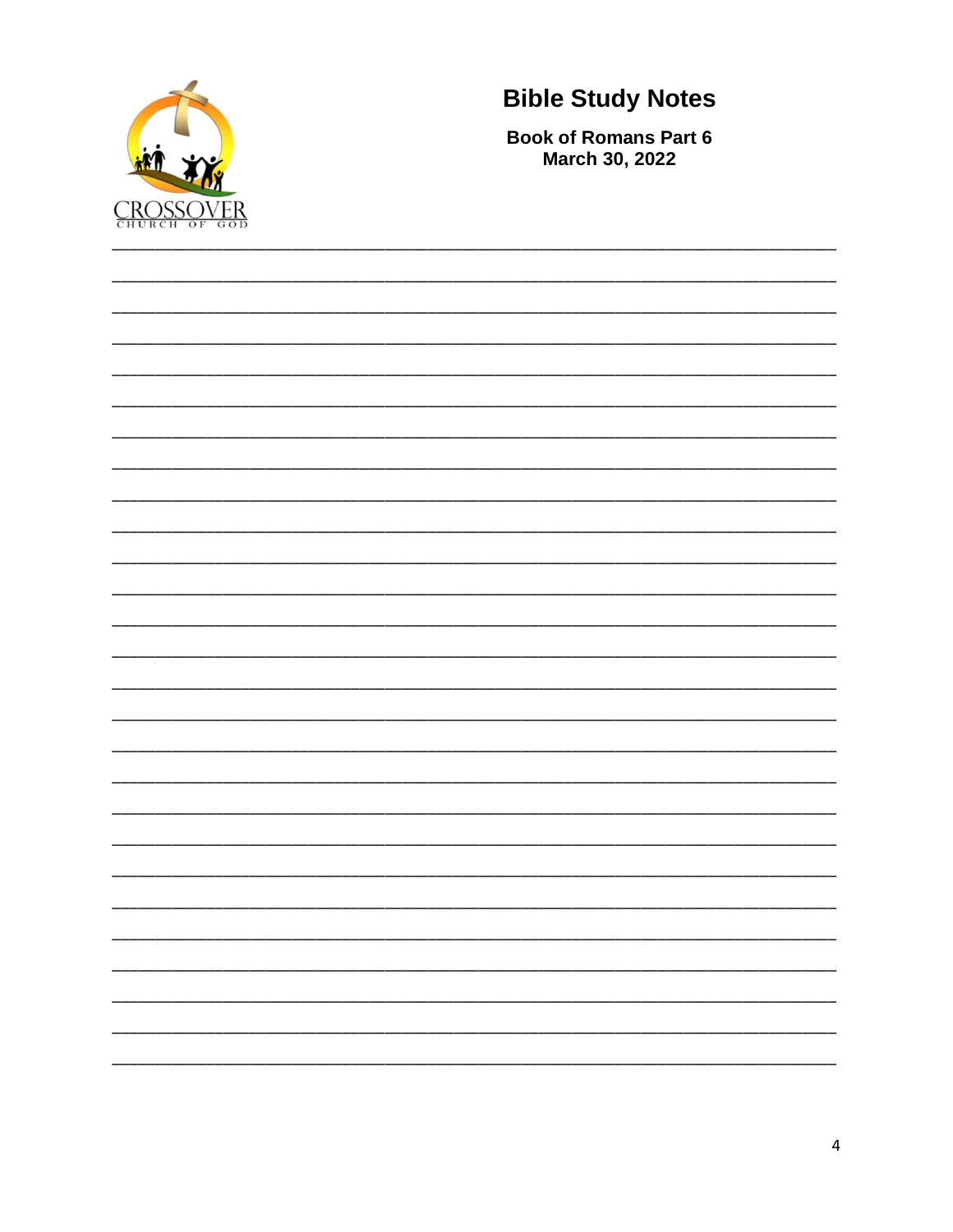# Bible Study Notes

**Book of Romans Part 6**
**March 30, 2022**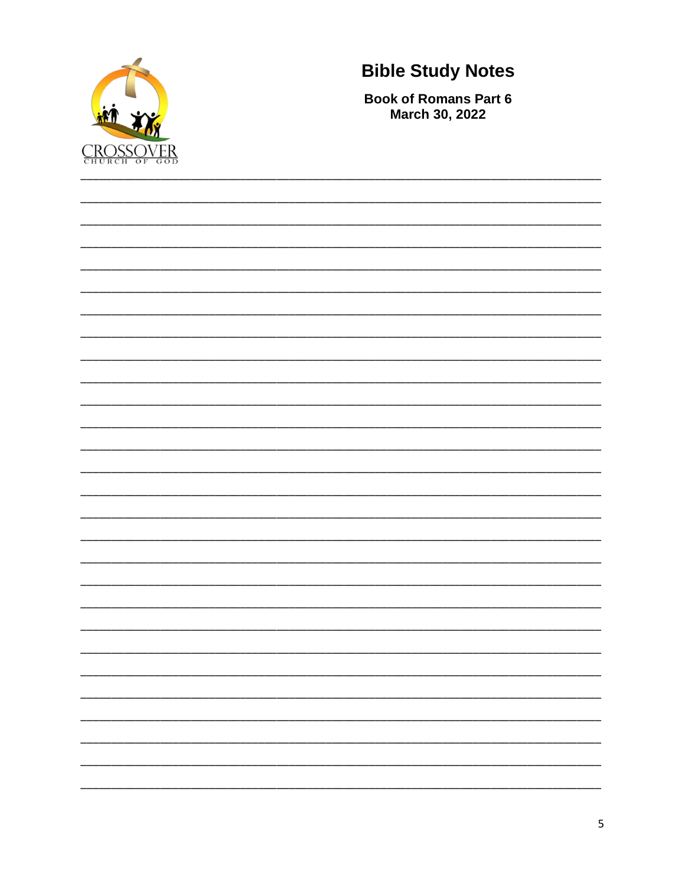# Bible Study Notes

**Book of Romans Part 6**
**March 30, 2022**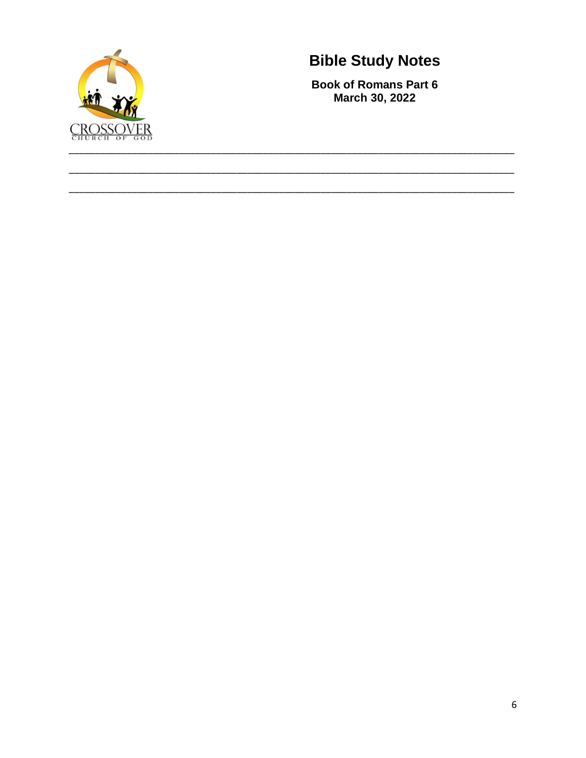# Bible Study Notes

**Book of Romans Part 6**
**March 30, 2022**

________________________________________________________________________

________________________________________________________________________

________________________________________________________________________